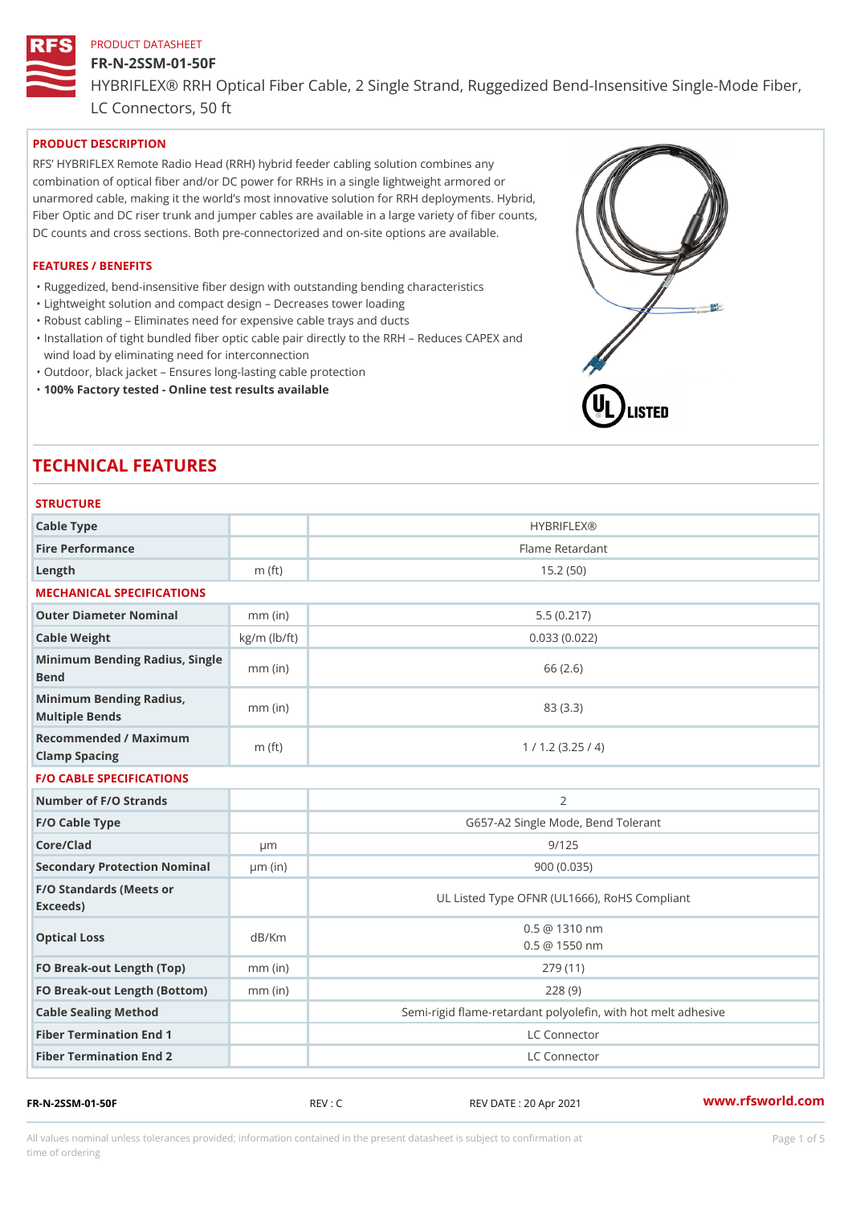PRODUCT DATASHEET

# FR-N-2SSM-01-50F

HYBRIFLEX® RRH Optical Fiber Cable, 2 Single Strand, Ruggedized Bend-Insensitive Single-Mode Fiber, LC Connectors, 50 ft

## PRODUCT DESCRIPTION

RFS' HYBRIFLEX Remote Radio Head (RRH) hybrid feeder cabling solution combines any combination of optical fiber and/or DC power for RRHs in a single lightweight armored or unarmored cable, making it the world's most innovative solution for RRH deployments. Hybrid, Fiber Optic and DC riser trunk and jumper cables are available in a large variety of fiber counts, DC counts and cross sections. Both pre-connectorized and on-site options are available.

## FEATURES / BENEFITS

- Ruggedized, bend-insensitive fiber design with outstanding bending characteristics
- Lightweight solution and compact design – Decreases tower loading
- Robust cabling – Eliminates need for expensive cable trays and ducts
- Installation of tight bundled fiber optic cable pair directly to the RRH – Reduces CAPEX and wind load by eliminating need for interconnection
- Outdoor, black jacket – Ensures long-lasting cable protection
- **100% Factory tested - Online test results available**

# TECHNICAL FEATURES

## STRUCTURE

| | | |
|---|---|---|
| Cable Type | | HYBRIFLEX® |
| Fire Performance | | Flame Retardant |
| Length | m (ft) | 15.2 (50) |

## MECHANICAL SPECIFICATIONS

| | | |
|---|---|---|
| Outer Diameter Nominal | mm (in) | 5.5 (0.217) |
| Cable Weight | kg/m (lb/ft) | 0.033 (0.022) |
| Minimum Bending Radius, Single Bend | mm (in) | 66 (2.6) |
| Minimum Bending Radius, Multiple Bends | mm (in) | 83 (3.3) |
| Recommended / Maximum Clamp Spacing | m (ft) | 1 / 1.2 (3.25 / 4) |

## F/O CABLE SPECIFICATIONS

| | | |
|---|---|---|
| Number of F/O Strands | | 2 |
| F/O Cable Type | | G657-A2 Single Mode, Bend Tolerant |
| Core/Clad | μm | 9/125 |
| Secondary Protection Nominal | μm (in) | 900 (0.035) |
| F/O Standards (Meets or Exceeds) | | UL Listed Type OFNR (UL1666), RoHS Compliant |
| Optical Loss | dB/Km | 0.5 @ 1310 nm<br>0.5 @ 1550 nm |
| FO Break-out Length (Top) | mm (in) | 279 (11) |
| FO Break-out Length (Bottom) | mm (in) | 228 (9) |
| Cable Sealing Method | | Semi-rigid flame-retardant polyolefin, with hot melt adhesive |
| Fiber Termination End 1 | | LC Connector |
| Fiber Termination End 2 | | LC Connector |

FR-N-2SSM-01-50F REV : C REV DATE : 20 Apr 2021 www.rfsworld.com

All values nominal unless tolerances provided; information contained in the present datasheet is subject to confirmation at time of ordering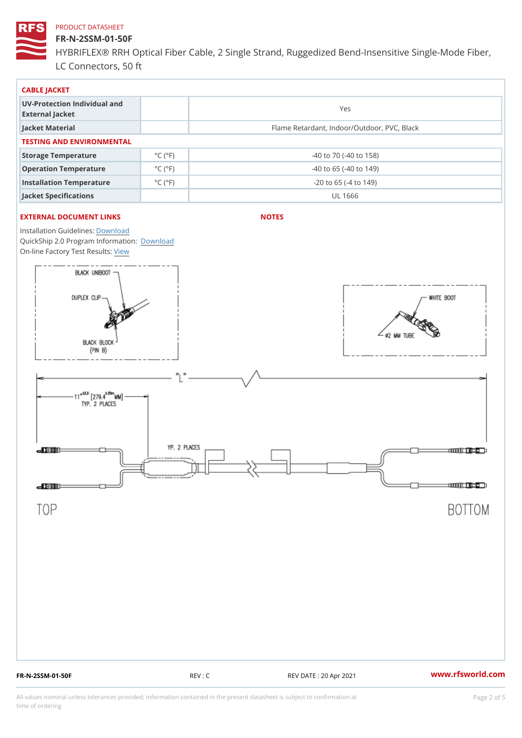PRODUCT DATASHEET

# FR-N-2SSM-01-50F

HYBRIFLEX® RRH Optical Fiber Cable, 2 Single Strand, Ruggedized Bend-Insensitive Single-Mode Fiber, LC Connectors, 50 ft

## CABLE JACKET

| | | |
|---|---|---|
| UV-Protection Individual and External Jacket | | Yes |
| Jacket Material | | Flame Retardant, Indoor/Outdoor, PVC, Black |

## TESTING AND ENVIRONMENTAL

| | | |
|---|---|---|
| Storage Temperature | °C (°F) | -40 to 70 (-40 to 158) |
| Operation Temperature | °C (°F) | -40 to 65 (-40 to 149) |
| Installation Temperature | °C (°F) | -20 to 65 (-4 to 149) |
| Jacket Specifications | | UL 1666 |

## EXTERNAL DOCUMENT LINKS

Installation Guidelines: Download

QuickShip 2.0 Program Information: Download

On-line Factory Test Results: View

## NOTES

BLACK UNIBOOT

DUPLEX CLIP

BLACK BLOCK (PIN B)

WHITE BOOT

Ø2 MM TUBE

"L"

11" [279.4 MM] TYP. 2 PLACES

YP. 2 PLACES

TOP

BOTTOM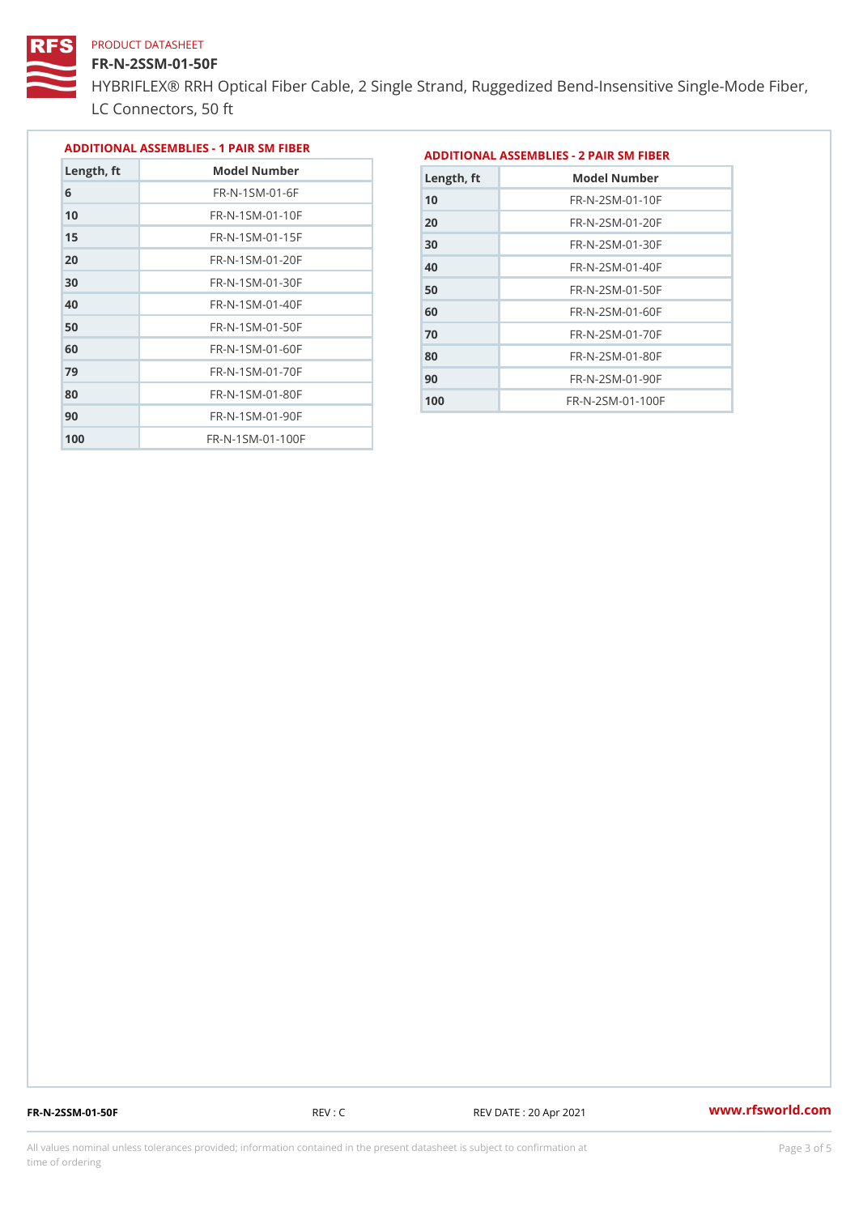## ADDITIONAL ASSEMBLIES - 1 PAIR SM FIBER

| Length, ft | Model Number |
| --- | --- |
| 6 | FR-N-1SM-01-6F |
| 10 | FR-N-1SM-01-10F |
| 15 | FR-N-1SM-01-15F |
| 20 | FR-N-1SM-01-20F |
| 30 | FR-N-1SM-01-30F |
| 40 | FR-N-1SM-01-40F |
| 50 | FR-N-1SM-01-50F |
| 60 | FR-N-1SM-01-60F |
| 79 | FR-N-1SM-01-70F |
| 80 | FR-N-1SM-01-80F |
| 90 | FR-N-1SM-01-90F |
| 100 | FR-N-1SM-01-100F |

## ADDITIONAL ASSEMBLIES - 2 PAIR SM FIBER

| Length, ft | Model Number |
| --- | --- |
| 10 | FR-N-2SM-01-10F |
| 20 | FR-N-2SM-01-20F |
| 30 | FR-N-2SM-01-30F |
| 40 | FR-N-2SM-01-40F |
| 50 | FR-N-2SM-01-50F |
| 60 | FR-N-2SM-01-60F |
| 70 | FR-N-2SM-01-70F |
| 80 | FR-N-2SM-01-80F |
| 90 | FR-N-2SM-01-90F |
| 100 | FR-N-2SM-01-100F |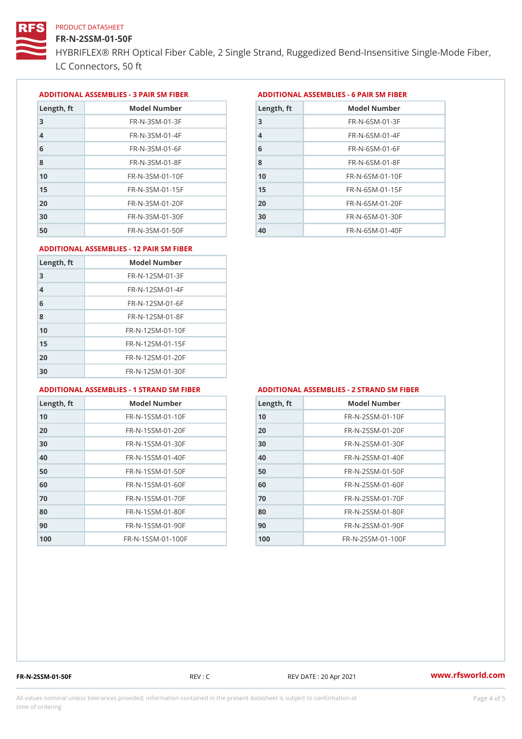PRODUCT DATASHEET

# FR-N-2SSM-01-50F

HYBRIFLEX® RRH Optical Fiber Cable, 2 Single Strand, Ruggedized Bend-Insensitive Single-Mode Fiber, LC Connectors, 50 ft

## ADDITIONAL ASSEMBLIES - 3 PAIR SM FIBER

| Length, ft | Model Number |
|---|---|
| 3 | FR-N-3SM-01-3F |
| 4 | FR-N-3SM-01-4F |
| 6 | FR-N-3SM-01-6F |
| 8 | FR-N-3SM-01-8F |
| 10 | FR-N-3SM-01-10F |
| 15 | FR-N-3SM-01-15F |
| 20 | FR-N-3SM-01-20F |
| 30 | FR-N-3SM-01-30F |
| 50 | FR-N-3SM-01-50F |

## ADDITIONAL ASSEMBLIES - 6 PAIR SM FIBER

| Length, ft | Model Number |
|---|---|
| 3 | FR-N-6SM-01-3F |
| 4 | FR-N-6SM-01-4F |
| 6 | FR-N-6SM-01-6F |
| 8 | FR-N-6SM-01-8F |
| 10 | FR-N-6SM-01-10F |
| 15 | FR-N-6SM-01-15F |
| 20 | FR-N-6SM-01-20F |
| 30 | FR-N-6SM-01-30F |
| 40 | FR-N-6SM-01-40F |

## ADDITIONAL ASSEMBLIES - 12 PAIR SM FIBER

| Length, ft | Model Number |
|---|---|
| 3 | FR-N-12SM-01-3F |
| 4 | FR-N-12SM-01-4F |
| 6 | FR-N-12SM-01-6F |
| 8 | FR-N-12SM-01-8F |
| 10 | FR-N-12SM-01-10F |
| 15 | FR-N-12SM-01-15F |
| 20 | FR-N-12SM-01-20F |
| 30 | FR-N-12SM-01-30F |

## ADDITIONAL ASSEMBLIES - 1 STRAND SM FIBER

| Length, ft | Model Number |
|---|---|
| 10 | FR-N-1SSM-01-10F |
| 20 | FR-N-1SSM-01-20F |
| 30 | FR-N-1SSM-01-30F |
| 40 | FR-N-1SSM-01-40F |
| 50 | FR-N-1SSM-01-50F |
| 60 | FR-N-1SSM-01-60F |
| 70 | FR-N-1SSM-01-70F |
| 80 | FR-N-1SSM-01-80F |
| 90 | FR-N-1SSM-01-90F |
| 100 | FR-N-1SSM-01-100F |

## ADDITIONAL ASSEMBLIES - 2 STRAND SM FIBER

| Length, ft | Model Number |
|---|---|
| 10 | FR-N-2SSM-01-10F |
| 20 | FR-N-2SSM-01-20F |
| 30 | FR-N-2SSM-01-30F |
| 40 | FR-N-2SSM-01-40F |
| 50 | FR-N-2SSM-01-50F |
| 60 | FR-N-2SSM-01-60F |
| 70 | FR-N-2SSM-01-70F |
| 80 | FR-N-2SSM-01-80F |
| 90 | FR-N-2SSM-01-90F |
| 100 | FR-N-2SSM-01-100F |

FR-N-2SSM-01-50F REV : C REV DATE : 20 Apr 2021 www.rfsworld.com

All values nominal unless tolerances provided; information contained in the present datasheet is subject to confirmation at time of ordering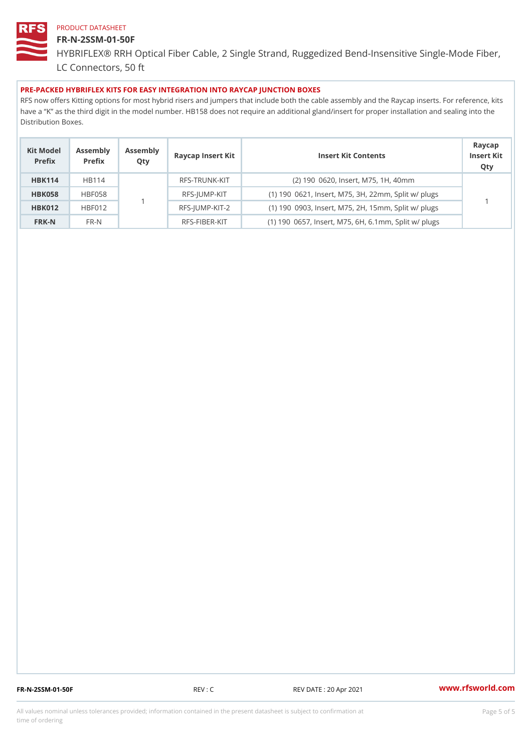PRODUCT DATASHEET

# FR-N-2SSM-01-50F

HYBRIFLEX® RRH Optical Fiber Cable, 2 Single Strand, Ruggedized Bend-Insensitive Single-Mode Fiber, LC Connectors, 50 ft

## PRE-PACKED HYBRIFLEX KITS FOR EASY INTEGRATION INTO RAYCAP JUNCTION BOXES

RFS now offers Kitting options for most hybrid risers and jumpers that include both the cable assembly and the Raycap inserts. For reference, kits have a "K" as the third digit in the model number. HB158 does not require an additional gland/insert for proper installation and sealing into the Distribution Boxes.

| Kit Model Prefix | Assembly Prefix | Assembly Qty | Raycap Insert Kit | Insert Kit Contents | Raycap Insert Kit Qty |
|---|---|---|---|---|---|
| HBK114 | HB114 | 1 | RFS-TRUNK-KIT | (2) 190 0620, Insert, M75, 1H, 40mm | 1 |
| HBK058 | HBF058 | | RFS-JUMP-KIT | (1) 190 0621, Insert, M75, 3H, 22mm, Split w/ plugs | |
| HBK012 | HBF012 | | RFS-JUMP-KIT-2 | (1) 190 0903, Insert, M75, 2H, 15mm, Split w/ plugs | |
| FRK-N | FR-N | | RFS-FIBER-KIT | (1) 190 0657, Insert, M75, 6H, 6.1mm, Split w/ plugs | |

FR-N-2SSM-01-50F REV : C REV DATE : 20 Apr 2021 www.rfsworld.com

All values nominal unless tolerances provided; information contained in the present datasheet is subject to confirmation at time of ordering